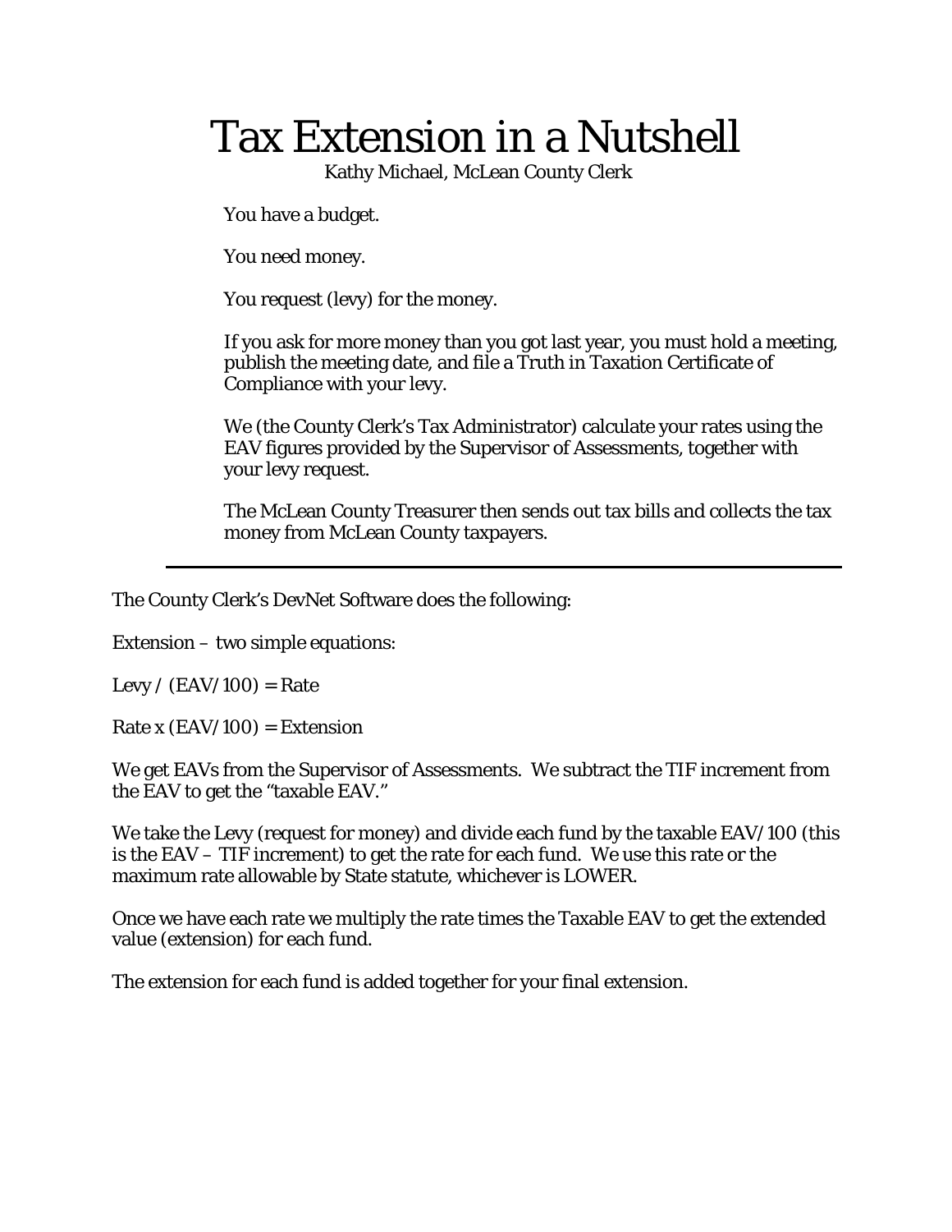# Tax Extension in a Nutshell

Kathy Michael, McLean County Clerk

You have a budget.

You need money.

You request (levy) for the money.

If you ask for more money than you got last year, you must hold a meeting, publish the meeting date, and file a Truth in Taxation Certificate of Compliance with your levy.

We (the County Clerk's Tax Administrator) calculate your rates using the EAV figures provided by the Supervisor of Assessments, together with your levy request.

The McLean County Treasurer then sends out tax bills and collects the tax money from McLean County taxpayers.

---

The County Clerk's DevNet Software does the following:

Extension – two simple equations:

Levy / (EAV/100) = Rate

Rate x (EAV/100) = Extension

We get EAVs from the Supervisor of Assessments. We subtract the TIF increment from the EAV to get the "taxable EAV."

We take the Levy (request for money) and divide each fund by the taxable EAV/100 (this is the EAV – TIF increment) to get the rate for each fund. We use this rate or the maximum rate allowable by State statute, whichever is LOWER.

Once we have each rate we multiply the rate times the Taxable EAV to get the extended value (extension) for each fund.

The extension for each fund is added together for your final extension.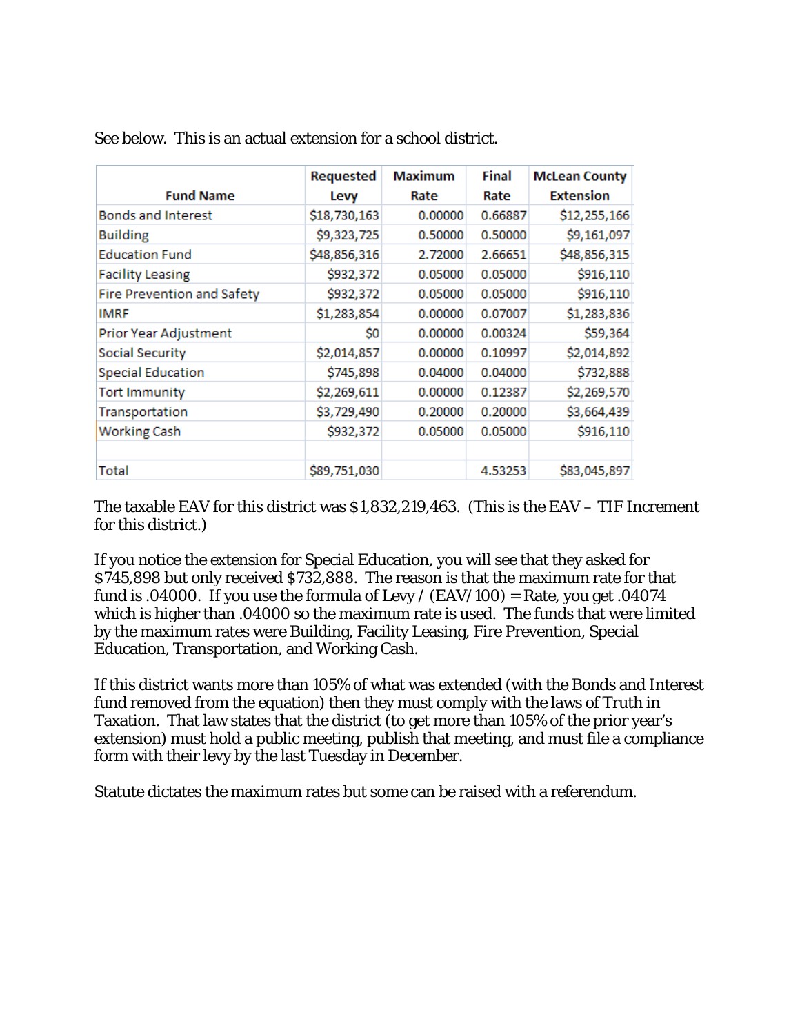See below. This is an actual extension for a school district.

| Fund Name | Requested Levy | Maximum Rate | Final Rate | McLean County Extension |
|---|---|---|---|---|
| Bonds and Interest | $18,730,163 | 0.00000 | 0.66887 | $12,255,166 |
| Building | $9,323,725 | 0.50000 | 0.50000 | $9,161,097 |
| Education Fund | $48,856,316 | 2.72000 | 2.66651 | $48,856,315 |
| Facility Leasing | $932,372 | 0.05000 | 0.05000 | $916,110 |
| Fire Prevention and Safety | $932,372 | 0.05000 | 0.05000 | $916,110 |
| IMRF | $1,283,854 | 0.00000 | 0.07007 | $1,283,836 |
| Prior Year Adjustment | $0 | 0.00000 | 0.00324 | $59,364 |
| Social Security | $2,014,857 | 0.00000 | 0.10997 | $2,014,892 |
| Special Education | $745,898 | 0.04000 | 0.04000 | $732,888 |
| Tort Immunity | $2,269,611 | 0.00000 | 0.12387 | $2,269,570 |
| Transportation | $3,729,490 | 0.20000 | 0.20000 | $3,664,439 |
| Working Cash | $932,372 | 0.05000 | 0.05000 | $916,110 |
| | | | | |
| Total | $89,751,030 | | 4.53253 | $83,045,897 |

The taxable EAV for this district was $1,832,219,463. (This is the EAV – TIF Increment for this district.)

If you notice the extension for Special Education, you will see that they asked for $745,898 but only received $732,888. The reason is that the maximum rate for that fund is .04000. If you use the formula of Levy / (EAV/100) = Rate, you get .04074 which is higher than .04000 so the maximum rate is used. The funds that were limited by the maximum rates were Building, Facility Leasing, Fire Prevention, Special Education, Transportation, and Working Cash.

If this district wants more than 105% of what was extended (with the Bonds and Interest fund removed from the equation) then they must comply with the laws of Truth in Taxation. That law states that the district (to get more than 105% of the prior year's extension) must hold a public meeting, publish that meeting, and must file a compliance form with their levy by the last Tuesday in December.

Statute dictates the maximum rates but some can be raised with a referendum.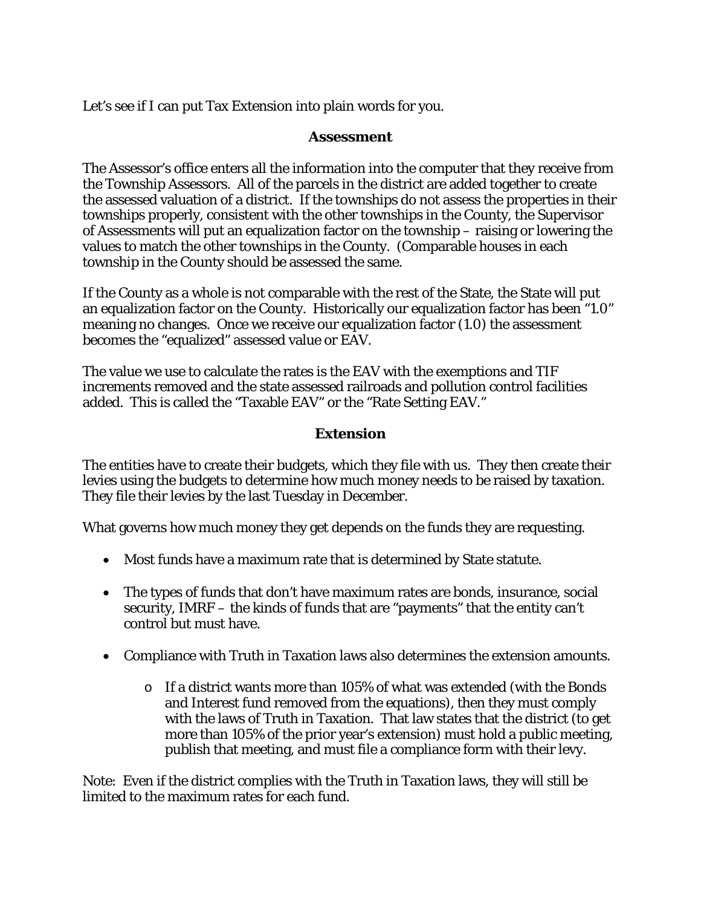Let’s see if I can put Tax Extension into plain words for you.

## Assessment

The Assessor’s office enters all the information into the computer that they receive from the Township Assessors. All of the parcels in the district are added together to create the assessed valuation of a district. If the townships do not assess the properties in their townships properly, consistent with the other townships in the County, the Supervisor of Assessments will put an equalization factor on the township – raising or lowering the values to match the other townships in the County. (Comparable houses in each township in the County should be assessed the same.

If the County as a whole is not comparable with the rest of the State, the State will put an equalization factor on the County. Historically our equalization factor has been “1.0” meaning no changes. Once we receive our equalization factor (1.0) the assessment becomes the “equalized” assessed value or EAV.

The value we use to calculate the rates is the EAV with the exemptions and TIF increments removed and the state assessed railroads and pollution control facilities added. This is called the “Taxable EAV” or the “Rate Setting EAV.”

## Extension

The entities have to create their budgets, which they file with us. They then create their levies using the budgets to determine how much money needs to be raised by taxation. They file their levies by the last Tuesday in December.

What governs how much money they get depends on the funds they are requesting.

- Most funds have a maximum rate that is determined by State statute.
- The types of funds that don’t have maximum rates are bonds, insurance, social security, IMRF – the kinds of funds that are “payments” that the entity can’t control but must have.
- Compliance with Truth in Taxation laws also determines the extension amounts.
  - If a district wants more than 105% of what was extended (with the Bonds and Interest fund removed from the equations), then they must comply with the laws of Truth in Taxation. That law states that the district (to get more than 105% of the prior year’s extension) must hold a public meeting, publish that meeting, and must file a compliance form with their levy.

Note: Even if the district complies with the Truth in Taxation laws, they will still be limited to the maximum rates for each fund.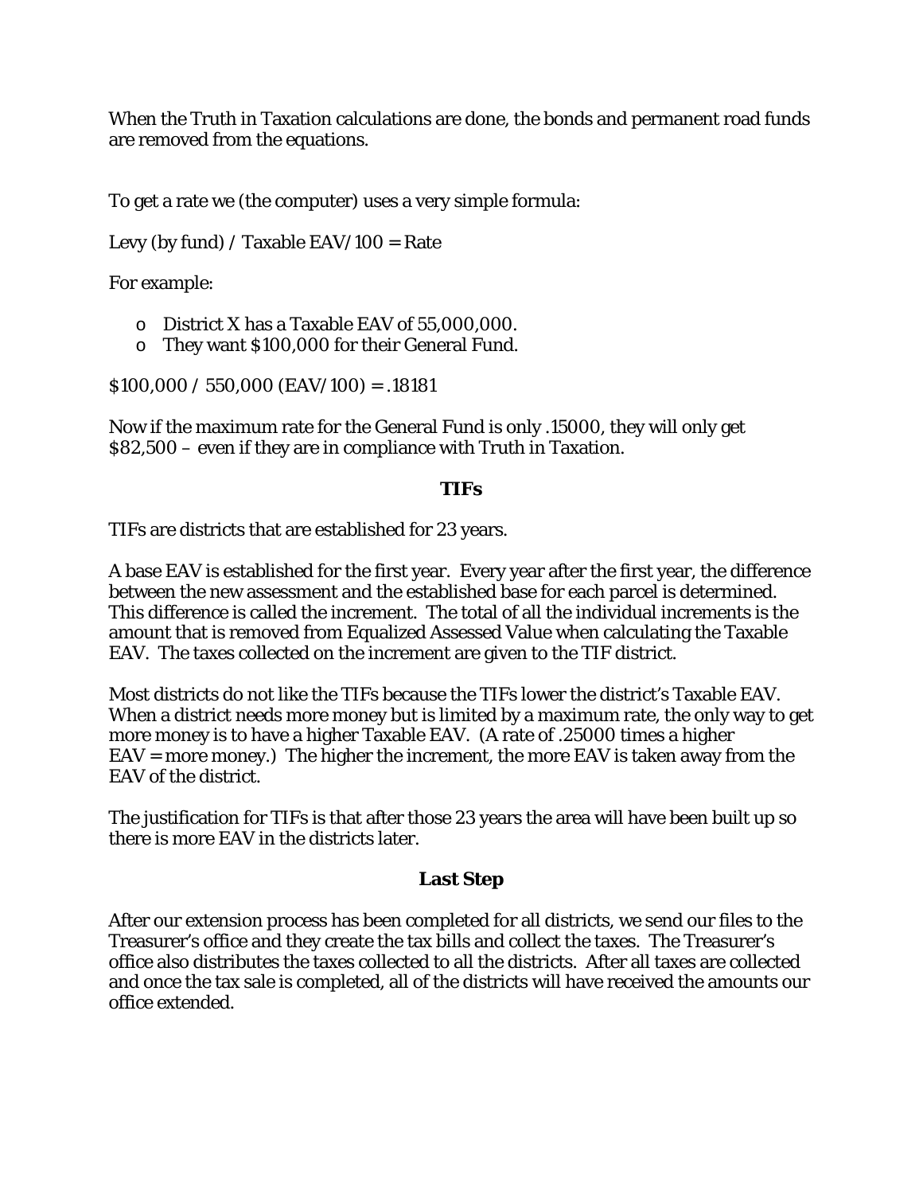When the Truth in Taxation calculations are done, the bonds and permanent road funds are removed from the equations.

To get a rate we (the computer) uses a very simple formula:

Levy (by fund) / Taxable EAV/100 = Rate

For example:

- District X has a Taxable EAV of 55,000,000.
- They want $100,000 for their General Fund.

$100,000 / 550,000 (EAV/100) = .18181

Now if the maximum rate for the General Fund is only .15000, they will only get $82,500 – even if they are in compliance with Truth in Taxation.

## TIFs

TIFs are districts that are established for 23 years.

A base EAV is established for the first year. Every year after the first year, the difference between the new assessment and the established base for each parcel is determined. This difference is called the increment. The total of all the individual increments is the amount that is removed from Equalized Assessed Value when calculating the Taxable EAV. The taxes collected on the increment are given to the TIF district.

Most districts do not like the TIFs because the TIFs lower the district's Taxable EAV. When a district needs more money but is limited by a maximum rate, the only way to get more money is to have a higher Taxable EAV. (A rate of .25000 times a higher EAV = more money.) The higher the increment, the more EAV is taken away from the EAV of the district.

The justification for TIFs is that after those 23 years the area will have been built up so there is more EAV in the districts later.

## Last Step

After our extension process has been completed for all districts, we send our files to the Treasurer's office and they create the tax bills and collect the taxes. The Treasurer's office also distributes the taxes collected to all the districts. After all taxes are collected and once the tax sale is completed, all of the districts will have received the amounts our office extended.